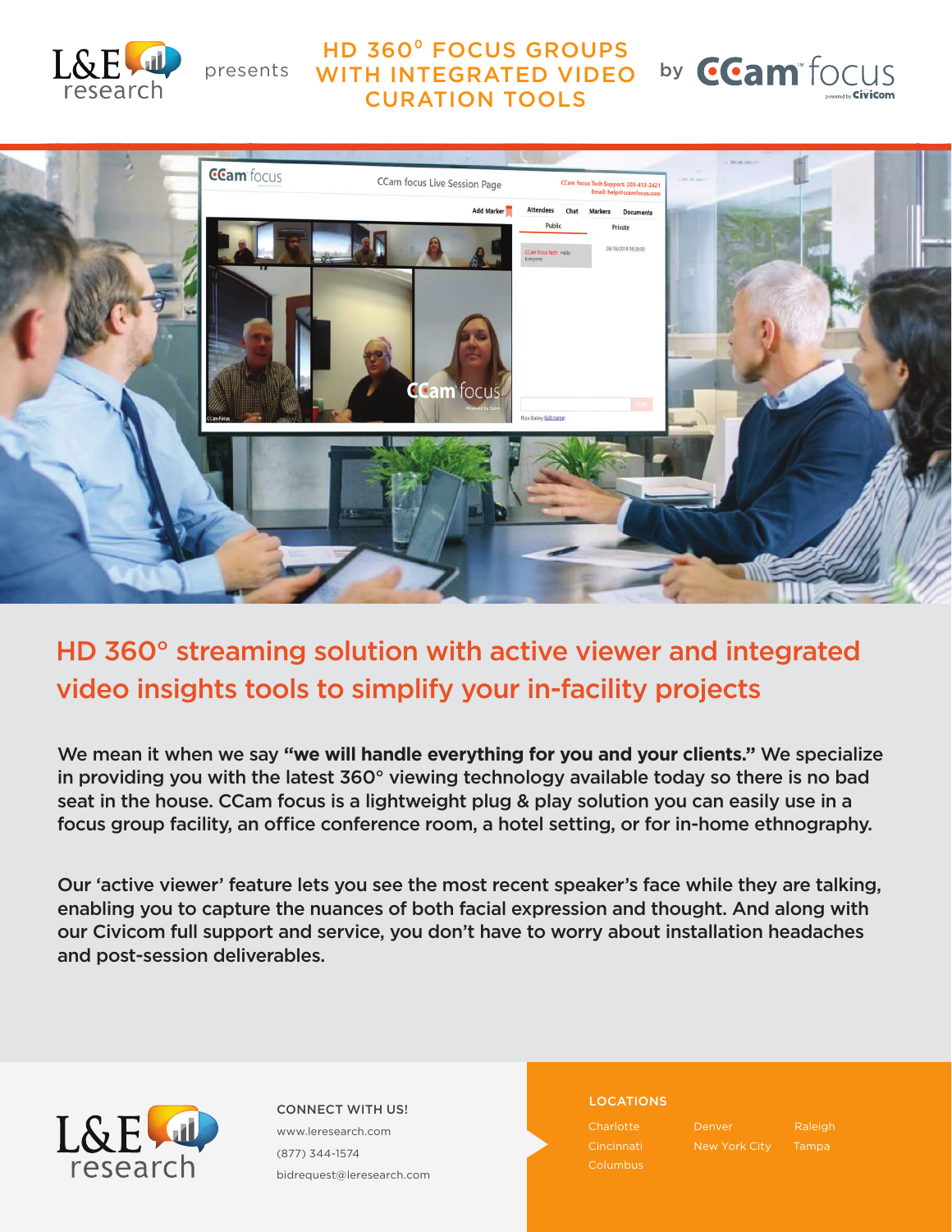L&E research presents

# HD 360° FOCUS GROUPS WITH INTEGRATED VIDEO CURATION TOOLS

by CCam focus

## HD 360° streaming solution with active viewer and integrated video insights tools to simplify your in-facility projects

We mean it when we say **"we will handle everything for you and your clients."** We specialize in providing you with the latest 360° viewing technology available today so there is no bad seat in the house. CCam focus is a lightweight plug & play solution you can easily use in a focus group facility, an office conference room, a hotel setting, or for in-home ethnography.

Our 'active viewer' feature lets you see the most recent speaker's face while they are talking, enabling you to capture the nuances of both facial expression and thought. And along with our Civicom full support and service, you don't have to worry about installation headaches and post-session deliverables.

L&E research

CONNECT WITH US!

www.leresearch.com

(877) 344-1574

bidrequest@leresearch.com

LOCATIONS

- Charlotte
- Cincinnati
- Columbus
- Denver
- New York City
- Raleigh
- Tampa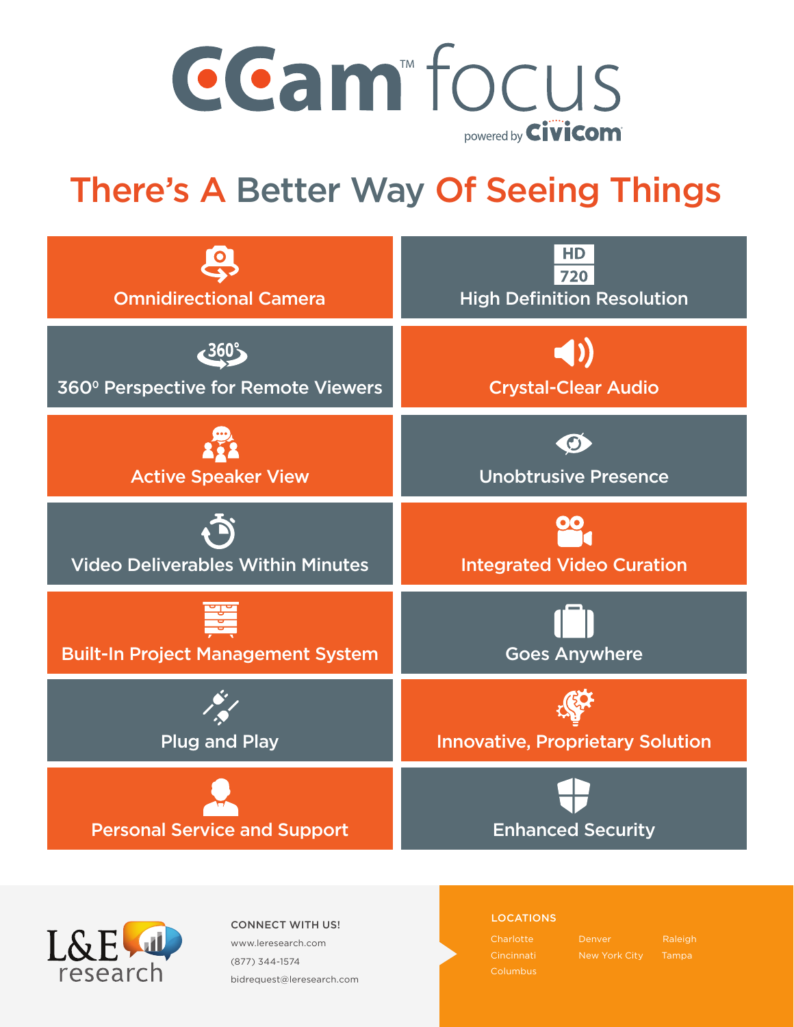# CCam™ focus

powered by Civicom

## There's A Better Way Of Seeing Things

- Omnidirectional Camera
- HD 720 High Definition Resolution
- 360° Perspective for Remote Viewers
- Crystal-Clear Audio
- Active Speaker View
- Unobtrusive Presence
- Video Deliverables Within Minutes
- Integrated Video Curation
- Built-In Project Management System
- Goes Anywhere
- Plug and Play
- Innovative, Proprietary Solution
- Personal Service and Support
- Enhanced Security

L&E research

**CONNECT WITH US!**

www.leresearch.com

(877) 344-1574

bidrequest@leresearch.com

**LOCATIONS**

Charlotte, Cincinnati, Columbus, Denver, New York City, Raleigh, Tampa